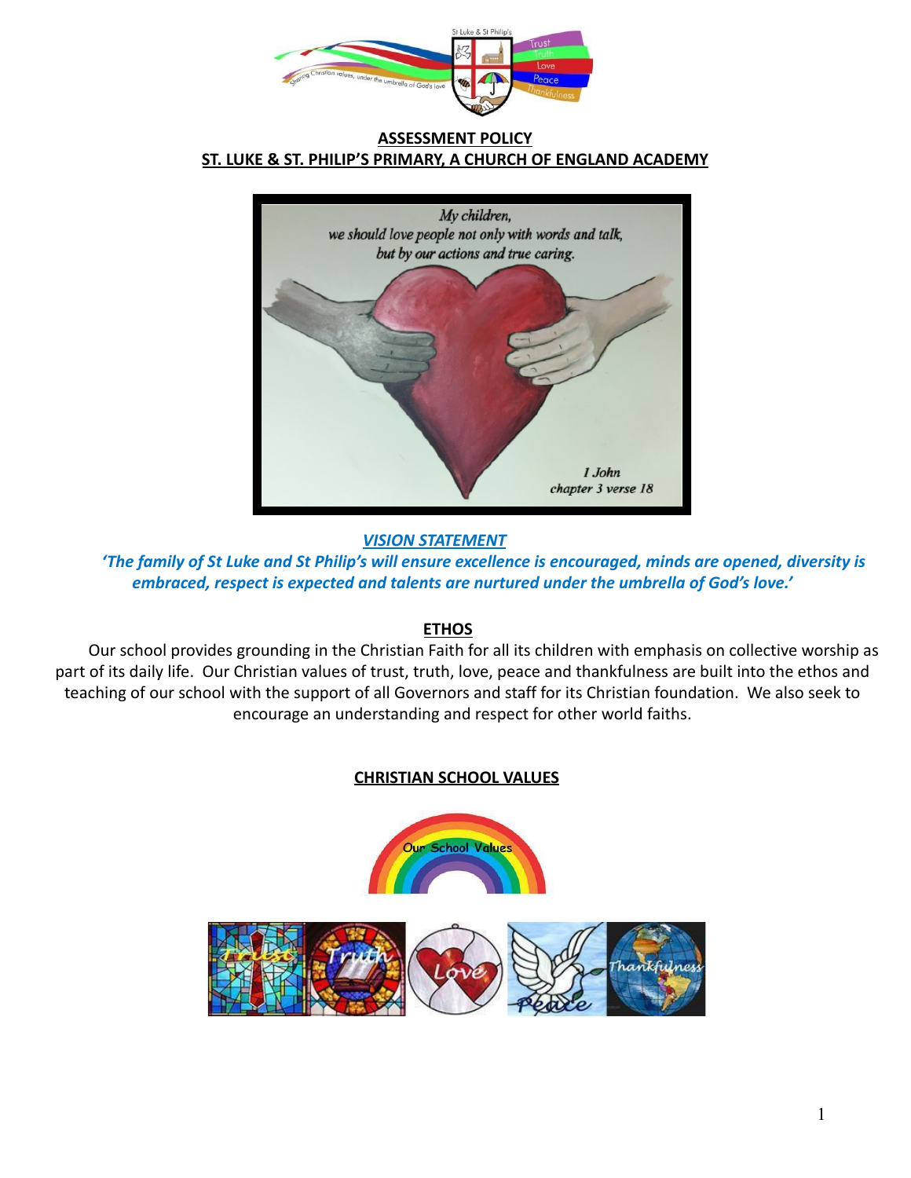# ASSESSMENT POLICY

## ST. LUKE & ST. PHILIP'S PRIMARY, A CHURCH OF ENGLAND ACADEMY

### *VISION STATEMENT*

***'The family of St Luke and St Philip's will ensure excellence is encouraged, minds are opened, diversity is embraced, respect is expected and talents are nurtured under the umbrella of God's love.'***

### ETHOS

Our school provides grounding in the Christian Faith for all its children with emphasis on collective worship as part of its daily life. Our Christian values of trust, truth, love, peace and thankfulness are built into the ethos and teaching of our school with the support of all Governors and staff for its Christian foundation. We also seek to encourage an understanding and respect for other world faiths.

### CHRISTIAN SCHOOL VALUES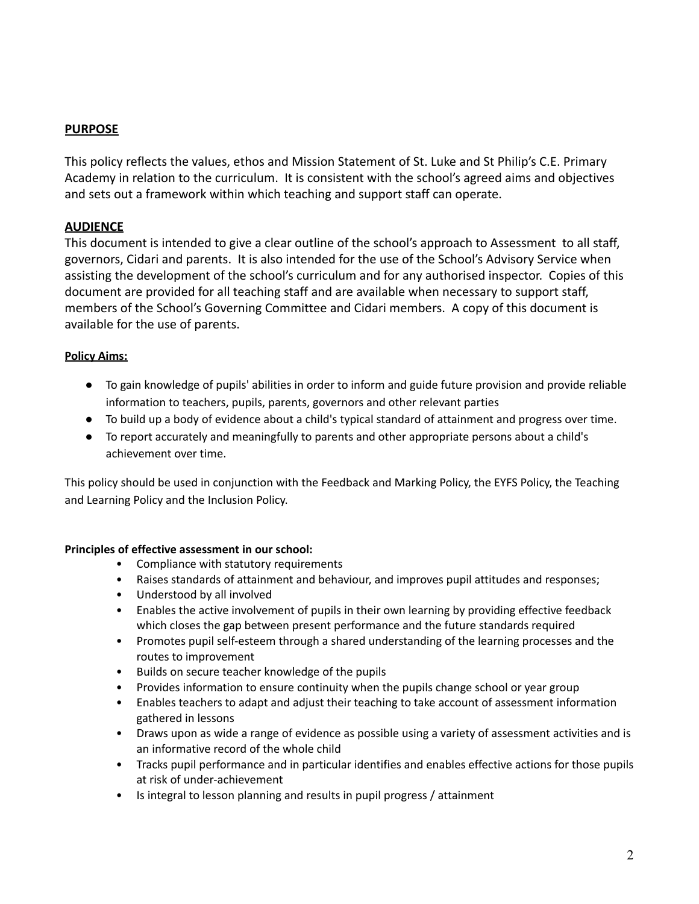## PURPOSE

This policy reflects the values, ethos and Mission Statement of St. Luke and St Philip's C.E. Primary Academy in relation to the curriculum. It is consistent with the school's agreed aims and objectives and sets out a framework within which teaching and support staff can operate.

## AUDIENCE

This document is intended to give a clear outline of the school's approach to Assessment to all staff, governors, Cidari and parents. It is also intended for the use of the School's Advisory Service when assisting the development of the school's curriculum and for any authorised inspector. Copies of this document are provided for all teaching staff and are available when necessary to support staff, members of the School's Governing Committee and Cidari members. A copy of this document is available for the use of parents.

### Policy Aims:

- To gain knowledge of pupils' abilities in order to inform and guide future provision and provide reliable information to teachers, pupils, parents, governors and other relevant parties
- To build up a body of evidence about a child's typical standard of attainment and progress over time.
- To report accurately and meaningfully to parents and other appropriate persons about a child's achievement over time.

This policy should be used in conjunction with the Feedback and Marking Policy, the EYFS Policy, the Teaching and Learning Policy and the Inclusion Policy.

**Principles of effective assessment in our school:**

- Compliance with statutory requirements
- Raises standards of attainment and behaviour, and improves pupil attitudes and responses;
- Understood by all involved
- Enables the active involvement of pupils in their own learning by providing effective feedback which closes the gap between present performance and the future standards required
- Promotes pupil self-esteem through a shared understanding of the learning processes and the routes to improvement
- Builds on secure teacher knowledge of the pupils
- Provides information to ensure continuity when the pupils change school or year group
- Enables teachers to adapt and adjust their teaching to take account of assessment information gathered in lessons
- Draws upon as wide a range of evidence as possible using a variety of assessment activities and is an informative record of the whole child
- Tracks pupil performance and in particular identifies and enables effective actions for those pupils at risk of under-achievement
- Is integral to lesson planning and results in pupil progress / attainment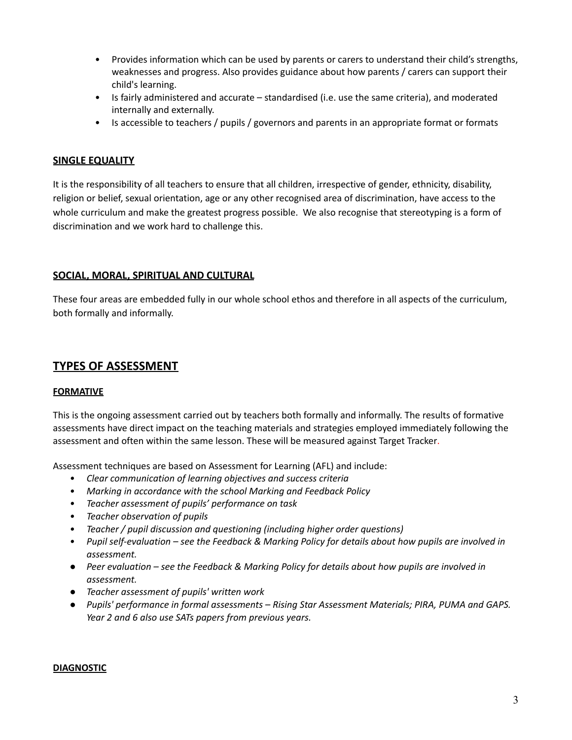- Provides information which can be used by parents or carers to understand their child's strengths, weaknesses and progress. Also provides guidance about how parents / carers can support their child's learning.
- Is fairly administered and accurate – standardised (i.e. use the same criteria), and moderated internally and externally.
- Is accessible to teachers / pupils / governors and parents in an appropriate format or formats

### SINGLE EQUALITY

It is the responsibility of all teachers to ensure that all children, irrespective of gender, ethnicity, disability, religion or belief, sexual orientation, age or any other recognised area of discrimination, have access to the whole curriculum and make the greatest progress possible. We also recognise that stereotyping is a form of discrimination and we work hard to challenge this.

### SOCIAL, MORAL, SPIRITUAL AND CULTURAL

These four areas are embedded fully in our whole school ethos and therefore in all aspects of the curriculum, both formally and informally.

## TYPES OF ASSESSMENT

### FORMATIVE

This is the ongoing assessment carried out by teachers both formally and informally. The results of formative assessments have direct impact on the teaching materials and strategies employed immediately following the assessment and often within the same lesson. These will be measured against Target Tracker.

Assessment techniques are based on Assessment for Learning (AFL) and include:

- *Clear communication of learning objectives and success criteria*
- *Marking in accordance with the school Marking and Feedback Policy*
- *Teacher assessment of pupils' performance on task*
- *Teacher observation of pupils*
- *Teacher / pupil discussion and questioning (including higher order questions)*
- *Pupil self-evaluation – see the Feedback & Marking Policy for details about how pupils are involved in assessment.*
- *Peer evaluation – see the Feedback & Marking Policy for details about how pupils are involved in assessment.*
- *Teacher assessment of pupils' written work*
- *Pupils' performance in formal assessments – Rising Star Assessment Materials; PIRA, PUMA and GAPS. Year 2 and 6 also use SATs papers from previous years.*

### DIAGNOSTIC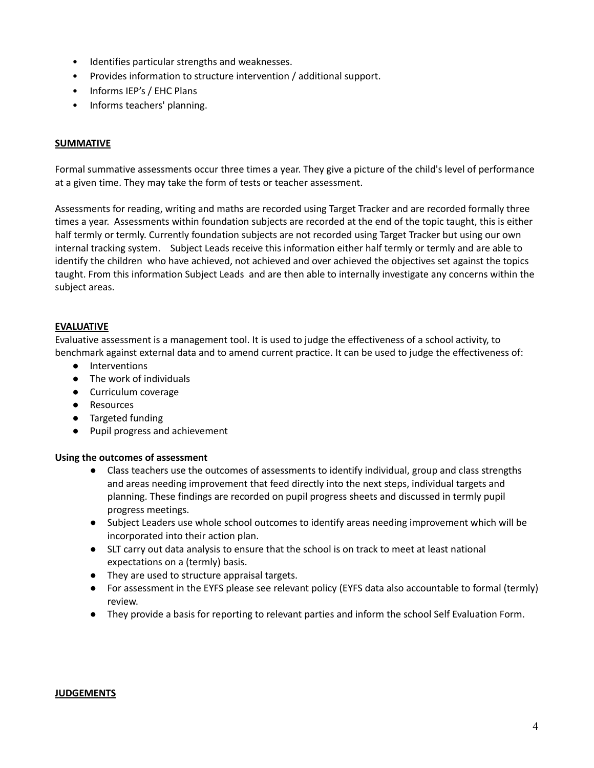- Identifies particular strengths and weaknesses.
- Provides information to structure intervention / additional support.
- Informs IEP's / EHC Plans
- Informs teachers' planning.

**SUMMATIVE**

Formal summative assessments occur three times a year. They give a picture of the child's level of performance at a given time. They may take the form of tests or teacher assessment.

Assessments for reading, writing and maths are recorded using Target Tracker and are recorded formally three times a year. Assessments within foundation subjects are recorded at the end of the topic taught, this is either half termly or termly. Currently foundation subjects are not recorded using Target Tracker but using our own internal tracking system. Subject Leads receive this information either half termly or termly and are able to identify the children who have achieved, not achieved and over achieved the objectives set against the topics taught. From this information Subject Leads and are then able to internally investigate any concerns within the subject areas.

**EVALUATIVE**

Evaluative assessment is a management tool. It is used to judge the effectiveness of a school activity, to benchmark against external data and to amend current practice. It can be used to judge the effectiveness of:

- Interventions
- The work of individuals
- Curriculum coverage
- Resources
- Targeted funding
- Pupil progress and achievement

**Using the outcomes of assessment**

- Class teachers use the outcomes of assessments to identify individual, group and class strengths and areas needing improvement that feed directly into the next steps, individual targets and planning. These findings are recorded on pupil progress sheets and discussed in termly pupil progress meetings.
- Subject Leaders use whole school outcomes to identify areas needing improvement which will be incorporated into their action plan.
- SLT carry out data analysis to ensure that the school is on track to meet at least national expectations on a (termly) basis.
- They are used to structure appraisal targets.
- For assessment in the EYFS please see relevant policy (EYFS data also accountable to formal (termly) review.
- They provide a basis for reporting to relevant parties and inform the school Self Evaluation Form.

**JUDGEMENTS**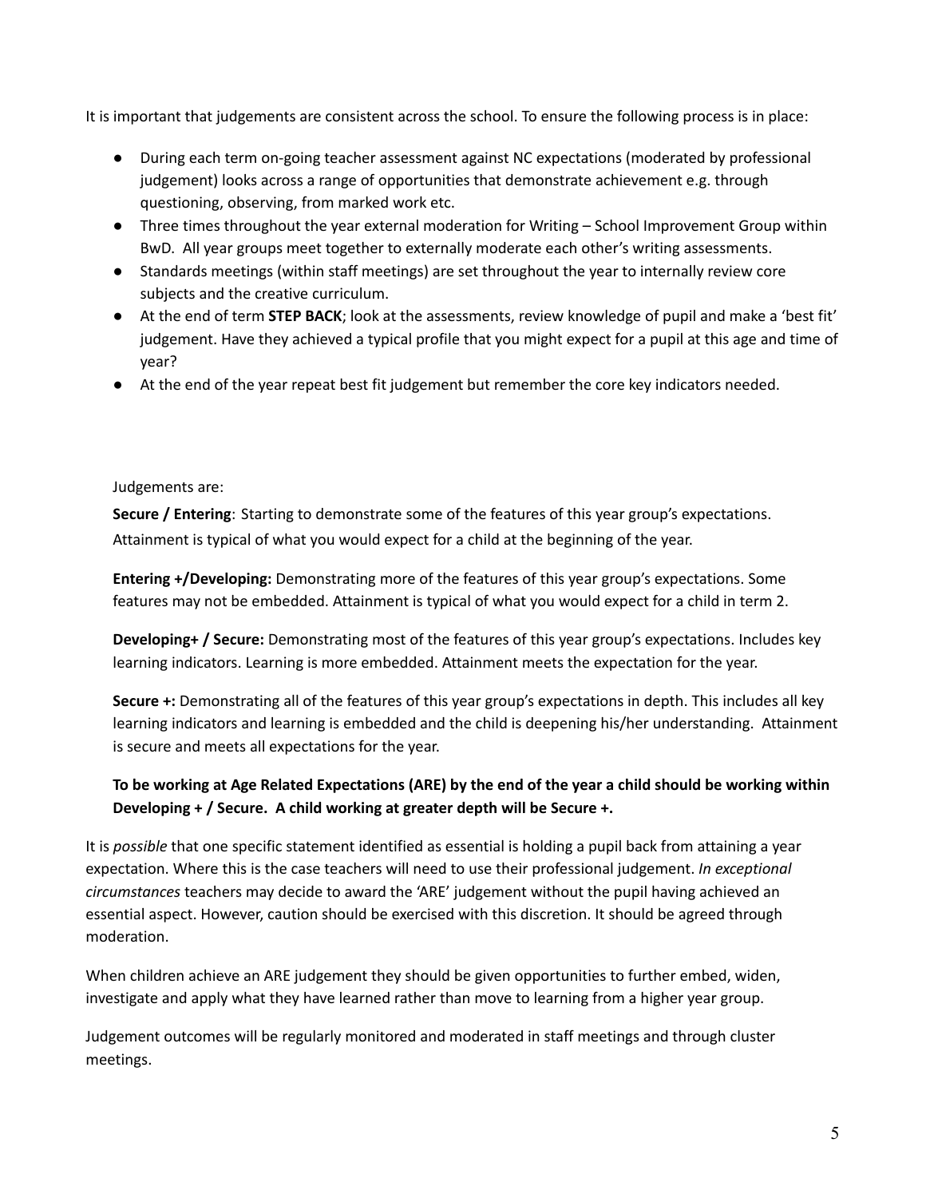It is important that judgements are consistent across the school. To ensure the following process is in place:

- During each term on-going teacher assessment against NC expectations (moderated by professional judgement) looks across a range of opportunities that demonstrate achievement e.g. through questioning, observing, from marked work etc.
- Three times throughout the year external moderation for Writing – School Improvement Group within BwD. All year groups meet together to externally moderate each other's writing assessments.
- Standards meetings (within staff meetings) are set throughout the year to internally review core subjects and the creative curriculum.
- At the end of term **STEP BACK**; look at the assessments, review knowledge of pupil and make a 'best fit' judgement. Have they achieved a typical profile that you might expect for a pupil at this age and time of year?
- At the end of the year repeat best fit judgement but remember the core key indicators needed.

Judgements are:

**Secure / Entering**: Starting to demonstrate some of the features of this year group's expectations. Attainment is typical of what you would expect for a child at the beginning of the year.

**Entering +/Developing:** Demonstrating more of the features of this year group's expectations. Some features may not be embedded. Attainment is typical of what you would expect for a child in term 2.

**Developing+ / Secure:** Demonstrating most of the features of this year group's expectations. Includes key learning indicators. Learning is more embedded. Attainment meets the expectation for the year.

**Secure +:** Demonstrating all of the features of this year group's expectations in depth. This includes all key learning indicators and learning is embedded and the child is deepening his/her understanding. Attainment is secure and meets all expectations for the year.

**To be working at Age Related Expectations (ARE) by the end of the year a child should be working within Developing + / Secure. A child working at greater depth will be Secure +.**

It is *possible* that one specific statement identified as essential is holding a pupil back from attaining a year expectation. Where this is the case teachers will need to use their professional judgement. *In exceptional circumstances* teachers may decide to award the 'ARE' judgement without the pupil having achieved an essential aspect. However, caution should be exercised with this discretion. It should be agreed through moderation.

When children achieve an ARE judgement they should be given opportunities to further embed, widen, investigate and apply what they have learned rather than move to learning from a higher year group.

Judgement outcomes will be regularly monitored and moderated in staff meetings and through cluster meetings.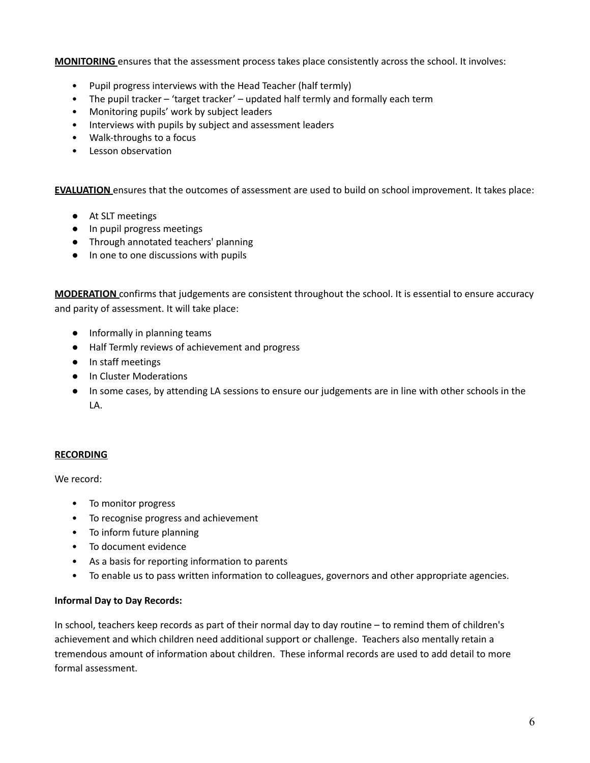**MONITORING** ensures that the assessment process takes place consistently across the school. It involves:

- Pupil progress interviews with the Head Teacher (half termly)
- The pupil tracker – 'target tracker' – updated half termly and formally each term
- Monitoring pupils' work by subject leaders
- Interviews with pupils by subject and assessment leaders
- Walk-throughs to a focus
- Lesson observation

**EVALUATION** ensures that the outcomes of assessment are used to build on school improvement. It takes place:

- At SLT meetings
- In pupil progress meetings
- Through annotated teachers' planning
- In one to one discussions with pupils

**MODERATION** confirms that judgements are consistent throughout the school. It is essential to ensure accuracy and parity of assessment. It will take place:

- Informally in planning teams
- Half Termly reviews of achievement and progress
- In staff meetings
- In Cluster Moderations
- In some cases, by attending LA sessions to ensure our judgements are in line with other schools in the LA.

**RECORDING**

We record:

- To monitor progress
- To recognise progress and achievement
- To inform future planning
- To document evidence
- As a basis for reporting information to parents
- To enable us to pass written information to colleagues, governors and other appropriate agencies.

**Informal Day to Day Records:**

In school, teachers keep records as part of their normal day to day routine – to remind them of children's achievement and which children need additional support or challenge. Teachers also mentally retain a tremendous amount of information about children. These informal records are used to add detail to more formal assessment.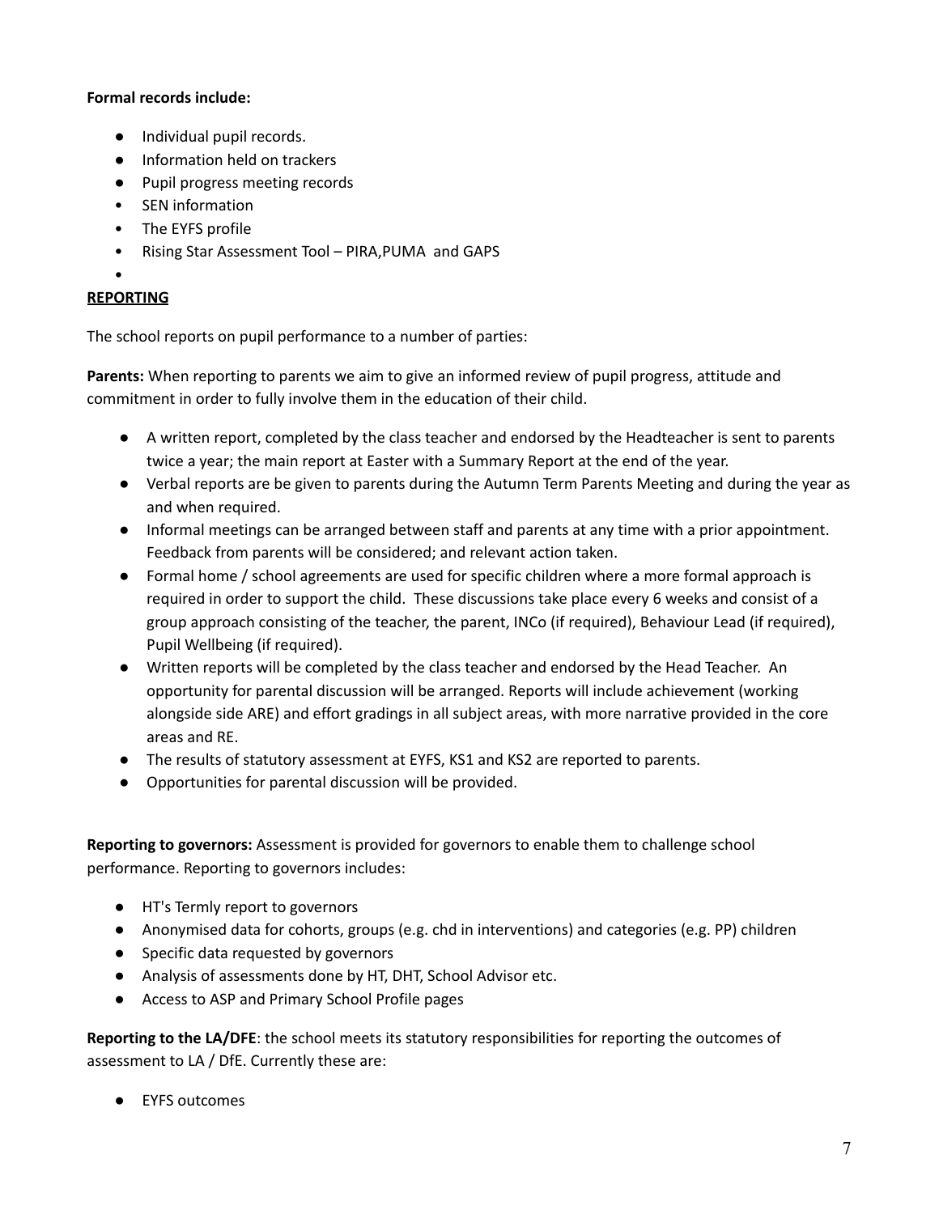**Formal records include:**

- Individual pupil records.
- Information held on trackers
- Pupil progress meeting records
- SEN information
- The EYFS profile
- Rising Star Assessment Tool – PIRA,PUMA  and GAPS

**REPORTING**

The school reports on pupil performance to a number of parties:

**Parents:** When reporting to parents we aim to give an informed review of pupil progress, attitude and commitment in order to fully involve them in the education of their child.

- A written report, completed by the class teacher and endorsed by the Headteacher is sent to parents twice a year; the main report at Easter with a Summary Report at the end of the year.
- Verbal reports are be given to parents during the Autumn Term Parents Meeting and during the year as and when required.
- Informal meetings can be arranged between staff and parents at any time with a prior appointment. Feedback from parents will be considered; and relevant action taken.
- Formal home / school agreements are used for specific children where a more formal approach is required in order to support the child.  These discussions take place every 6 weeks and consist of a group approach consisting of the teacher, the parent, INCo (if required), Behaviour Lead (if required), Pupil Wellbeing (if required).
- Written reports will be completed by the class teacher and endorsed by the Head Teacher.  An opportunity for parental discussion will be arranged. Reports will include achievement (working alongside side ARE) and effort gradings in all subject areas, with more narrative provided in the core areas and RE.
- The results of statutory assessment at EYFS, KS1 and KS2 are reported to parents.
- Opportunities for parental discussion will be provided.

**Reporting to governors:** Assessment is provided for governors to enable them to challenge school performance. Reporting to governors includes:

- HT's Termly report to governors
- Anonymised data for cohorts, groups (e.g. chd in interventions) and categories (e.g. PP) children
- Specific data requested by governors
- Analysis of assessments done by HT, DHT, School Advisor etc.
- Access to ASP and Primary School Profile pages

**Reporting to the LA/DFE**: the school meets its statutory responsibilities for reporting the outcomes of assessment to LA / DfE. Currently these are:

- EYFS outcomes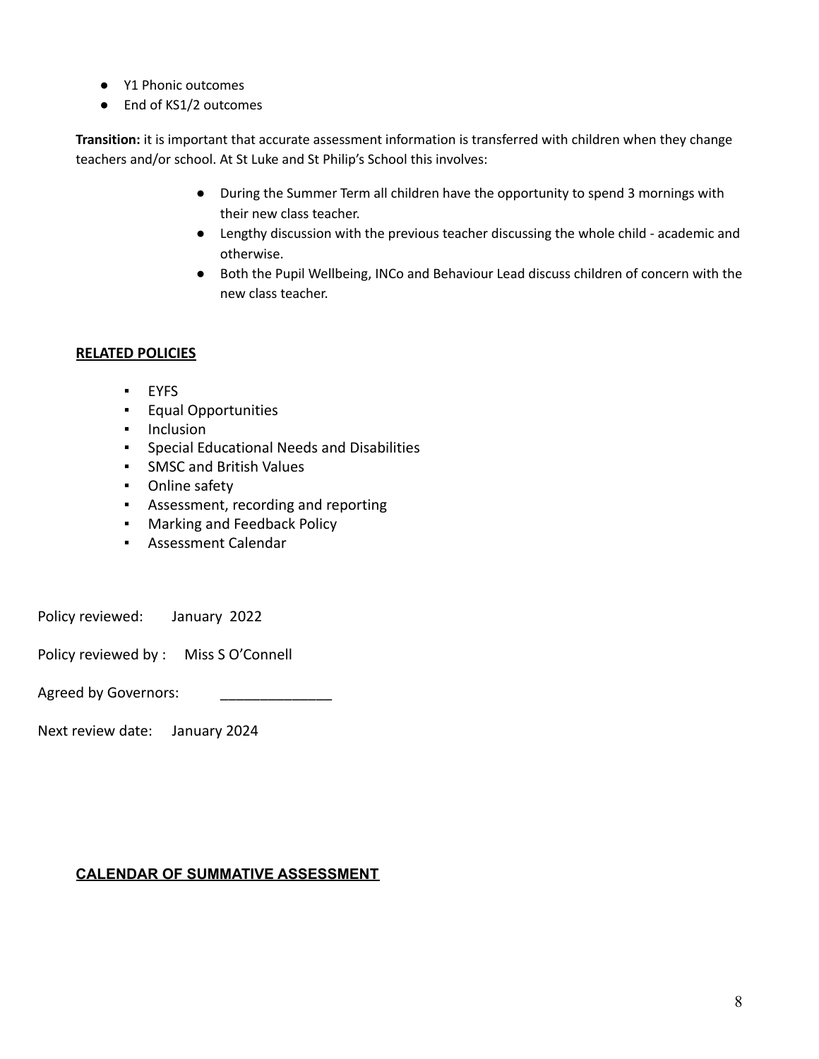- Y1 Phonic outcomes
- End of KS1/2 outcomes

**Transition:** it is important that accurate assessment information is transferred with children when they change teachers and/or school. At St Luke and St Philip's School this involves:

- During the Summer Term all children have the opportunity to spend 3 mornings with their new class teacher.
- Lengthy discussion with the previous teacher discussing the whole child - academic and otherwise.
- Both the Pupil Wellbeing, INCo and Behaviour Lead discuss children of concern with the new class teacher.

## RELATED POLICIES

- EYFS
- Equal Opportunities
- Inclusion
- Special Educational Needs and Disabilities
- SMSC and British Values
- Online safety
- Assessment, recording and reporting
- Marking and Feedback Policy
- Assessment Calendar

Policy reviewed: January 2022

Policy reviewed by : Miss S O'Connell

Agreed by Governors: ______________

Next review date: January 2024

## CALENDAR OF SUMMATIVE ASSESSMENT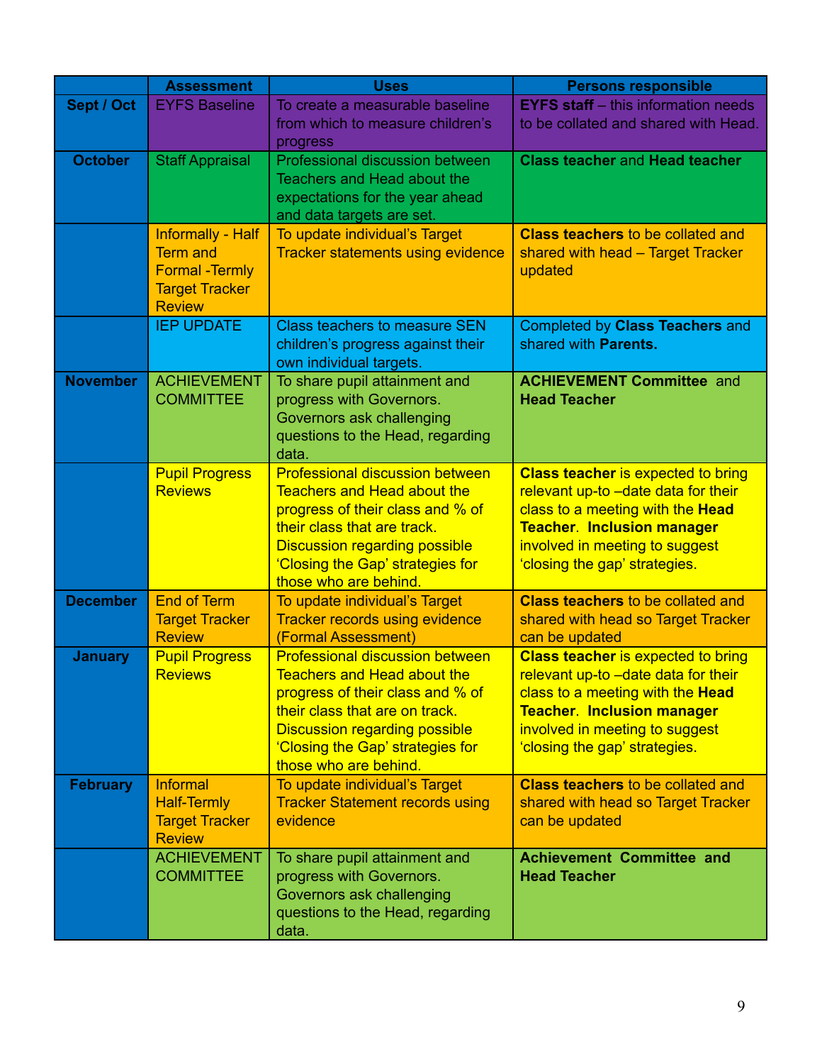|  | Assessment | Uses | Persons responsible |
|---|---|---|---|
| **Sept / Oct** | EYFS Baseline | To create a measurable baseline from which to measure children's progress | **EYFS staff** – this information needs to be collated and shared with Head. |
| **October** | Staff Appraisal | Professional discussion between Teachers and Head about the expectations for the year ahead and data targets are set. | **Class teacher** and **Head teacher** |
|  | Informally - Half Term and Formal -Termly Target Tracker Review | To update individual's Target Tracker statements using evidence | **Class teachers** to be collated and shared with head – Target Tracker updated |
|  | IEP UPDATE | Class teachers to measure SEN children's progress against their own individual targets. | Completed by **Class Teachers** and shared with **Parents.** |
| **November** | ACHIEVEMENT COMMITTEE | To share pupil attainment and progress with Governors. Governors ask challenging questions to the Head, regarding data. | **ACHIEVEMENT Committee** and **Head Teacher** |
|  | Pupil Progress Reviews | Professional discussion between Teachers and Head about the progress of their class and % of their class that are track. Discussion regarding possible 'Closing the Gap' strategies for those who are behind. | **Class teacher** is expected to bring relevant up-to –date data for their class to a meeting with the **Head Teacher**. **Inclusion manager** involved in meeting to suggest 'closing the gap' strategies. |
| **December** | End of Term Target Tracker Review | To update individual's Target Tracker records using evidence (Formal Assessment) | **Class teachers** to be collated and shared with head so Target Tracker can be updated |
| **January** | Pupil Progress Reviews | Professional discussion between Teachers and Head about the progress of their class and % of their class that are on track. Discussion regarding possible 'Closing the Gap' strategies for those who are behind. | **Class teacher** is expected to bring relevant up-to –date data for their class to a meeting with the **Head Teacher**. **Inclusion manager** involved in meeting to suggest 'closing the gap' strategies. |
| **February** | Informal Half-Termly Target Tracker Review | To update individual's Target Tracker Statement records using evidence | **Class teachers** to be collated and shared with head so Target Tracker can be updated |
|  | ACHIEVEMENT COMMITTEE | To share pupil attainment and progress with Governors. Governors ask challenging questions to the Head, regarding data. | **Achievement Committee and Head Teacher** |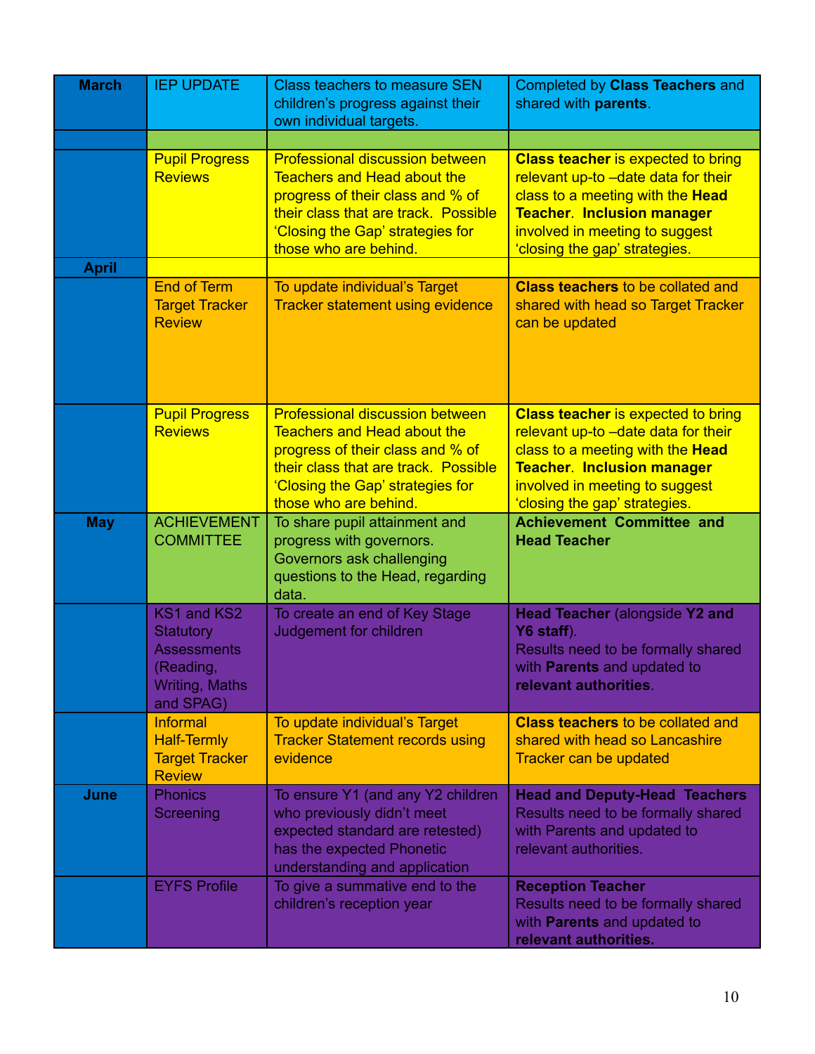| March | IEP UPDATE | Class teachers to measure SEN children's progress against their own individual targets. | Completed by **Class Teachers** and shared with **parents**. |
|---|---|---|---|
| | | | |
| | Pupil Progress Reviews | Professional discussion between Teachers and Head about the progress of their class and % of their class that are track. Possible 'Closing the Gap' strategies for those who are behind. | **Class teacher** is expected to bring relevant up-to –date data for their class to a meeting with the **Head Teacher**. **Inclusion manager** involved in meeting to suggest 'closing the gap' strategies. |
| April | | | |
| | End of Term Target Tracker Review | To update individual's Target Tracker statement using evidence | **Class teachers** to be collated and shared with head so Target Tracker can be updated |
| | Pupil Progress Reviews | Professional discussion between Teachers and Head about the progress of their class and % of their class that are track. Possible 'Closing the Gap' strategies for those who are behind. | **Class teacher** is expected to bring relevant up-to –date data for their class to a meeting with the **Head Teacher**. **Inclusion manager** involved in meeting to suggest 'closing the gap' strategies. |
| May | ACHIEVEMENT COMMITTEE | To share pupil attainment and progress with governors. Governors ask challenging questions to the Head, regarding data. | **Achievement Committee and Head Teacher** |
| | KS1 and KS2 Statutory Assessments (Reading, Writing, Maths and SPAG) | To create an end of Key Stage Judgement for children | **Head Teacher** (alongside **Y2 and Y6 staff**). Results need to be formally shared with **Parents** and updated to **relevant authorities**. |
| | Informal Half-Termly Target Tracker Review | To update individual's Target Tracker Statement records using evidence | **Class teachers** to be collated and shared with head so Lancashire Tracker can be updated |
| June | Phonics Screening | To ensure Y1 (and any Y2 children who previously didn't meet expected standard are retested) has the expected Phonetic understanding and application | **Head and Deputy-Head Teachers** Results need to be formally shared with Parents and updated to relevant authorities. |
| | EYFS Profile | To give a summative end to the children's reception year | **Reception Teacher** Results need to be formally shared with **Parents** and updated to **relevant authorities.** |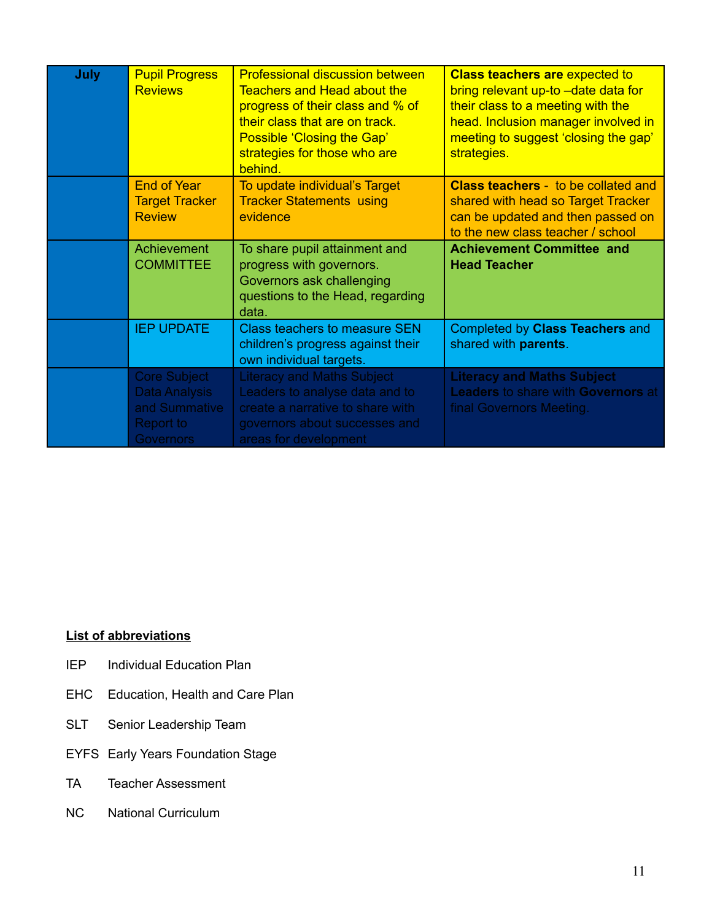| **July** | Pupil Progress Reviews | Professional discussion between Teachers and Head about the progress of their class and % of their class that are on track. Possible 'Closing the Gap' strategies for those who are behind. | **Class teachers are** expected to bring relevant up-to –date data for their class to a meeting with the head. Inclusion manager involved in meeting to suggest 'closing the gap' strategies. |
|---|---|---|---|
| | End of Year Target Tracker Review | To update individual's Target Tracker Statements using evidence | **Class teachers** - to be collated and shared with head so Target Tracker can be updated and then passed on to the new class teacher / school |
| | Achievement COMMITTEE | To share pupil attainment and progress with governors. Governors ask challenging questions to the Head, regarding data. | **Achievement Committee and Head Teacher** |
| | IEP UPDATE | Class teachers to measure SEN children's progress against their own individual targets. | Completed by **Class Teachers** and shared with **parents**. |
| | Core Subject Data Analysis and Summative Report to Governors | Literacy and Maths Subject Leaders to analyse data and to create a narrative to share with governors about successes and areas for development | **Literacy and Maths Subject Leaders** to share with **Governors** at final Governors Meeting. |

**List of abbreviations**

IEP Individual Education Plan

EHC Education, Health and Care Plan

SLT Senior Leadership Team

EYFS Early Years Foundation Stage

TA Teacher Assessment

NC National Curriculum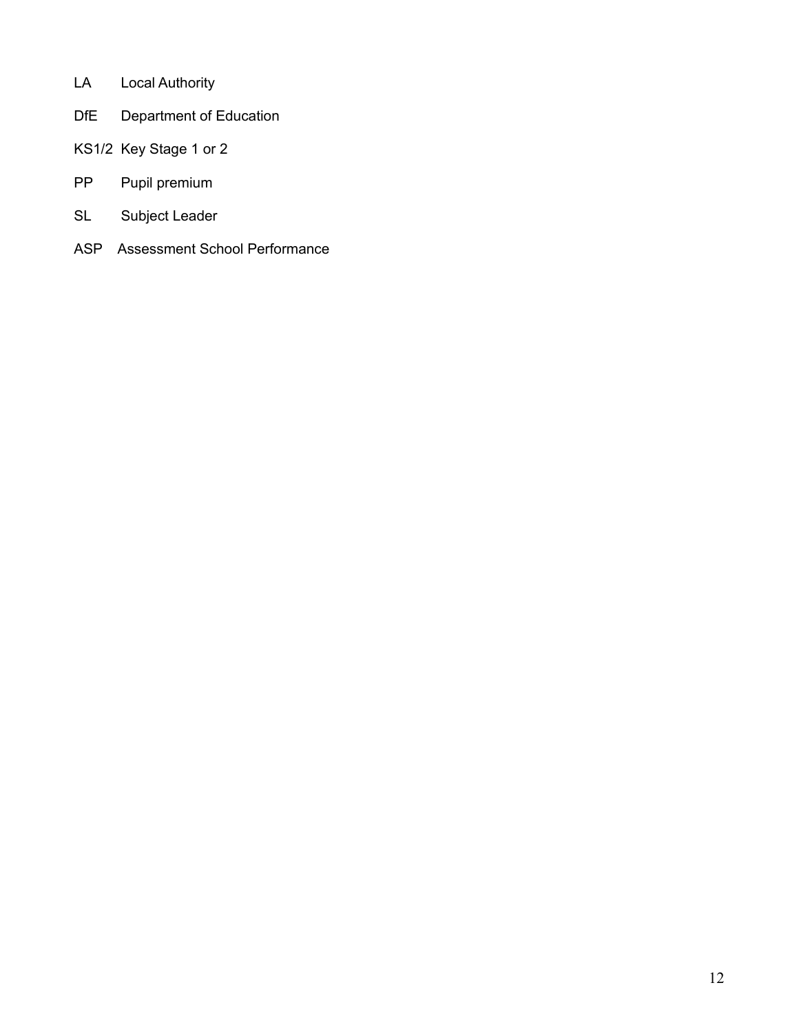LA Local Authority

DfE Department of Education

KS1/2 Key Stage 1 or 2

PP Pupil premium

SL Subject Leader

ASP Assessment School Performance